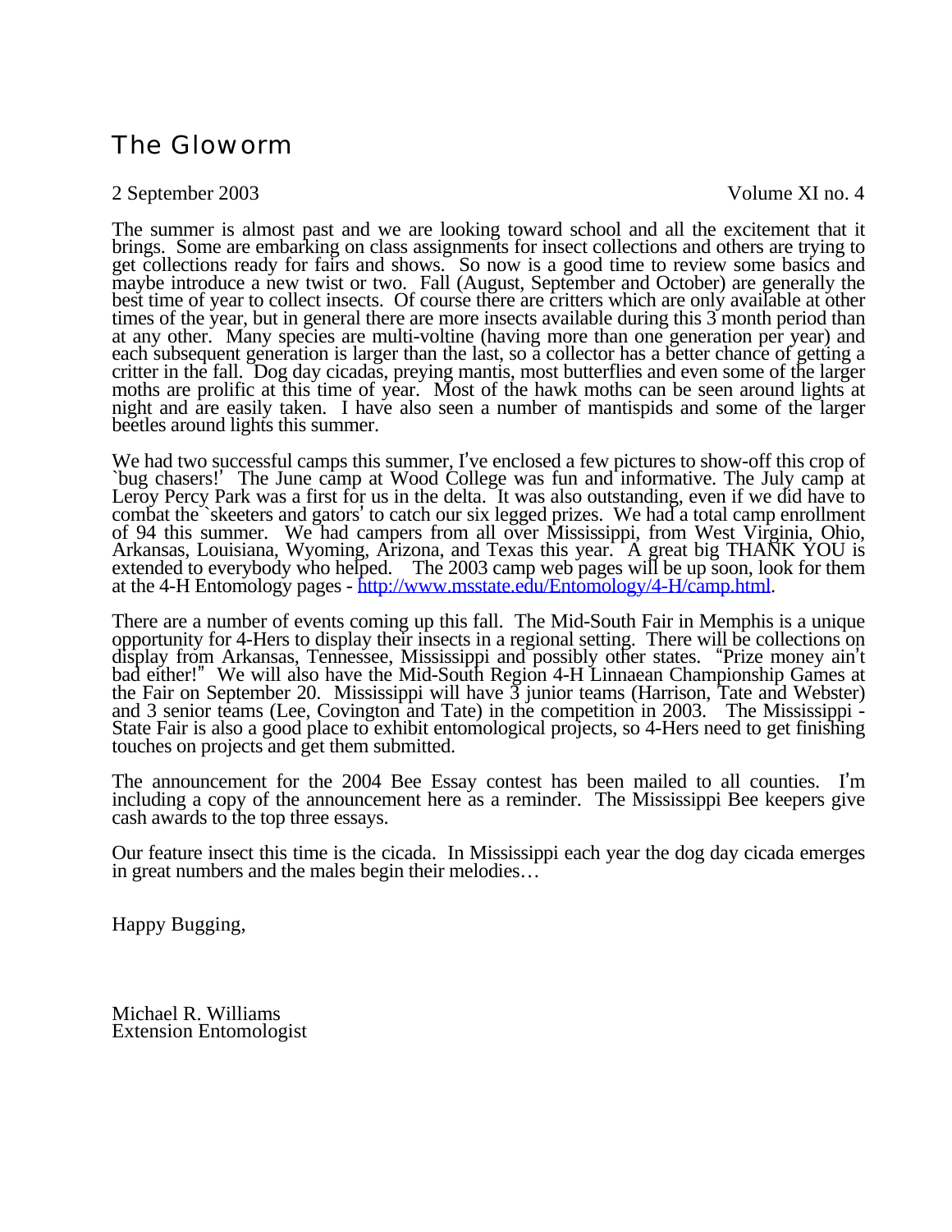# The Glowworm

2 September 2003 Volume XI no. 4

The summer is almost past and we are looking toward school and all the excitement that it brings. Some are embarking on class assignments for insect collections and others are trying to get collections ready for fairs and shows. So now is a good time to review some basics and maybe introduce a new twist or two. Fall (August, September and October) are generally the best time of year to collect insects. Of course there are critters which are only available at other times of the year, but in general there are more insects available during this 3 month period than at any other. Many species are multi-voltine (having more than one generation per year) and each subsequent generation is larger than the last, so a collector has a better chance of getting a critter in the fall. Dog day cicadas, preying mantis, most butterflies and even some of the larger moths are prolific at this time of year. Most of the hawk moths can be seen around lights at night and are easily taken. I have also seen a number of mantispids and some of the larger beetles around lights this summer.

We had two successful camps this summer, I've enclosed a few pictures to show-off this crop of `bug chasers!' The June camp at Wood College was fun and informative. The July camp at Leroy Percy Park was a first for us in the delta. It was also outstanding, even if we did have to combat the `skeeters and gators' to catch our six legged prizes. We had a total camp enrollment of 94 this summer. We had campers from all over Mississippi, from West Virginia, Ohio, Arkansas, Louisiana, Wyoming, Arizona, and Texas this year. A great big THANK YOU is extended to everybody who helped. The 2003 camp web pages will be up soon, look for them at the 4-H Entomology pages - http://www.msstate.edu/Entomology/4-H/camp.html.

There are a number of events coming up this fall. The Mid-South Fair in Memphis is a unique opportunity for 4-Hers to display their insects in a regional setting. There will be collections on display from Arkansas, Tennessee, Mississippi and possibly other states. "Prize money ain't bad either!" We will also have the Mid-South Region 4-H Linnaean Championship Games at the Fair on September 20. Mississippi will have 3 junior teams (Harrison, Tate and Webster) and 3 senior teams (Lee, Covington and Tate) in the competition in 2003. The Mississippi - State Fair is also a good place to exhibit entomological projects, so 4-Hers need to get finishing touches on projects and get them submitted.

The announcement for the 2004 Bee Essay contest has been mailed to all counties. I'm including a copy of the announcement here as a reminder. The Mississippi Bee keepers give cash awards to the top three essays.

Our feature insect this time is the cicada. In Mississippi each year the dog day cicada emerges in great numbers and the males begin their melodies…

Happy Bugging,

Michael R. Williams
Extension Entomologist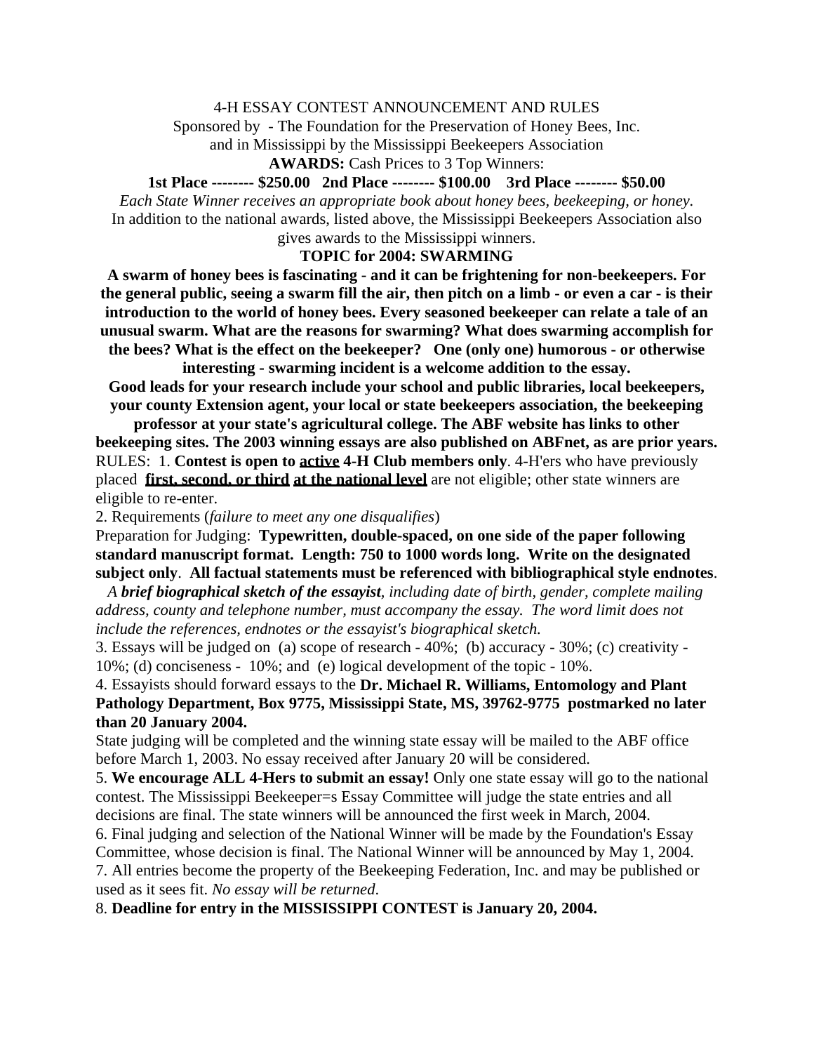# 4-H ESSAY CONTEST ANNOUNCEMENT AND RULES

Sponsored by - The Foundation for the Preservation of Honey Bees, Inc.
and in Mississippi by the Mississippi Beekeepers Association

**AWARDS:** Cash Prices to 3 Top Winners:

**1st Place -------- $250.00 2nd Place -------- $100.00 3rd Place -------- $50.00**

*Each State Winner receives an appropriate book about honey bees, beekeeping, or honey.*

In addition to the national awards, listed above, the Mississippi Beekeepers Association also gives awards to the Mississippi winners.

**TOPIC for 2004: SWARMING**

**A swarm of honey bees is fascinating - and it can be frightening for non-beekeepers. For the general public, seeing a swarm fill the air, then pitch on a limb - or even a car - is their introduction to the world of honey bees. Every seasoned beekeeper can relate a tale of an unusual swarm. What are the reasons for swarming? What does swarming accomplish for the bees? What is the effect on the beekeeper? One (only one) humorous - or otherwise interesting - swarming incident is a welcome addition to the essay.**

**Good leads for your research include your school and public libraries, local beekeepers, your county Extension agent, your local or state beekeepers association, the beekeeping professor at your state's agricultural college. The ABF website has links to other beekeeping sites. The 2003 winning essays are also published on ABFnet, as are prior years.**

RULES: 1. **Contest is open to <u>active</u> 4-H Club members only**. 4-H'ers who have previously placed **<u>first, second, or third</u> <u>at the national level</u>** are not eligible; other state winners are eligible to re-enter.

2. Requirements (*failure to meet any one disqualifies*)

Preparation for Judging: **Typewritten, double-spaced, on one side of the paper following standard manuscript format. Length: 750 to 1000 words long. Write on the designated subject only**. **All factual statements must be referenced with bibliographical style endnotes**.

*A **brief biographical sketch of the essayist**, including date of birth, gender, complete mailing address, county and telephone number, must accompany the essay. The word limit does not include the references, endnotes or the essayist's biographical sketch.*

3. Essays will be judged on (a) scope of research - 40%; (b) accuracy - 30%; (c) creativity - 10%; (d) conciseness - 10%; and (e) logical development of the topic - 10%.

4. Essayists should forward essays to the **Dr. Michael R. Williams, Entomology and Plant Pathology Department, Box 9775, Mississippi State, MS, 39762-9775 postmarked no later than 20 January 2004.**

State judging will be completed and the winning state essay will be mailed to the ABF office before March 1, 2003. No essay received after January 20 will be considered.

5. **We encourage ALL 4-Hers to submit an essay!** Only one state essay will go to the national contest. The Mississippi Beekeeper=s Essay Committee will judge the state entries and all decisions are final. The state winners will be announced the first week in March, 2004.

6. Final judging and selection of the National Winner will be made by the Foundation's Essay Committee, whose decision is final. The National Winner will be announced by May 1, 2004.

7. All entries become the property of the Beekeeping Federation, Inc. and may be published or used as it sees fit. *No essay will be returned.*

8. **Deadline for entry in the MISSISSIPPI CONTEST is January 20, 2004.**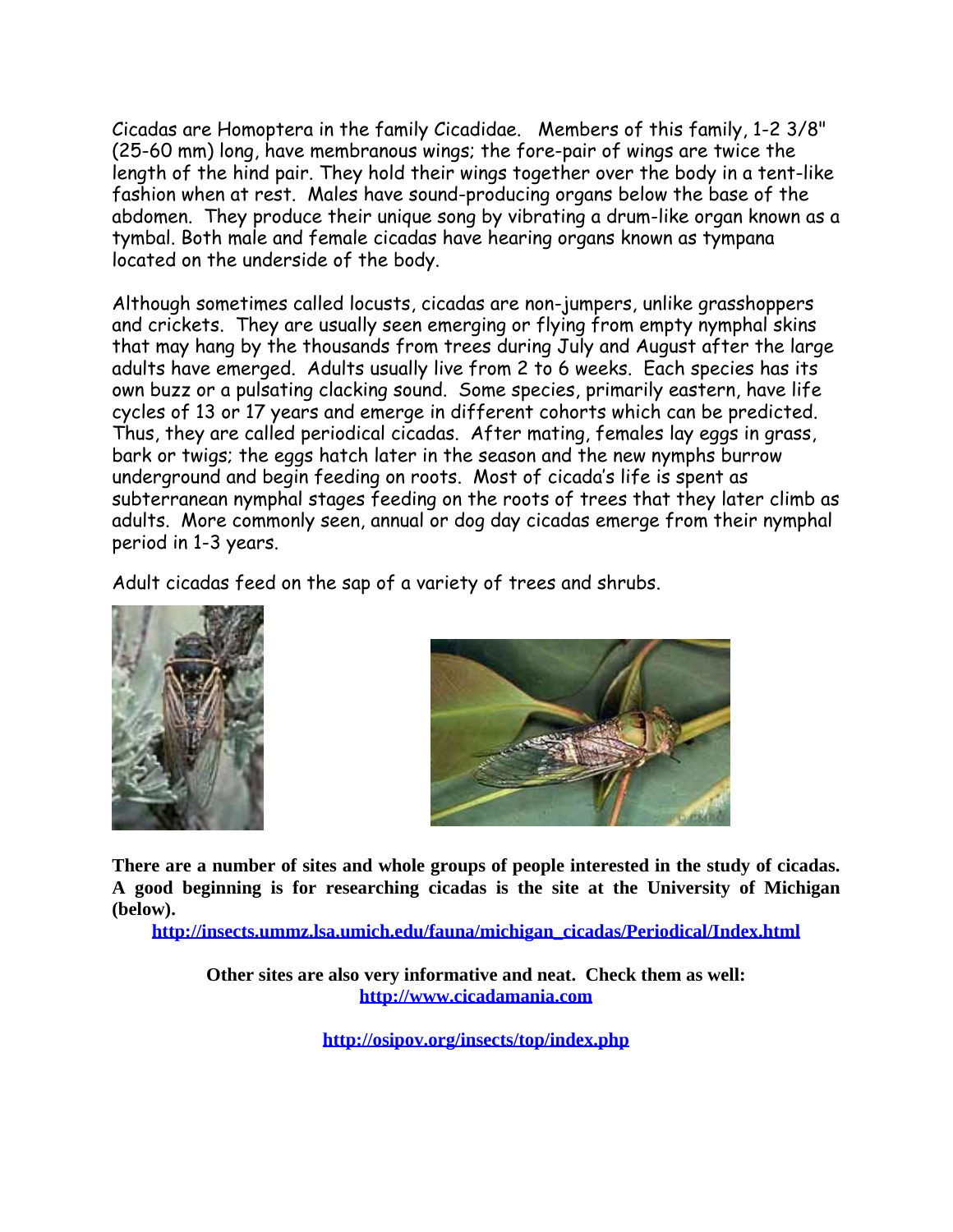Cicadas are Homoptera in the family Cicadidae. Members of this family, 1-2 3/8" (25-60 mm) long, have membranous wings; the fore-pair of wings are twice the length of the hind pair. They hold their wings together over the body in a tent-like fashion when at rest. Males have sound-producing organs below the base of the abdomen. They produce their unique song by vibrating a drum-like organ known as a tymbal. Both male and female cicadas have hearing organs known as tympana located on the underside of the body.

Although sometimes called locusts, cicadas are non-jumpers, unlike grasshoppers and crickets. They are usually seen emerging or flying from empty nymphal skins that may hang by the thousands from trees during July and August after the large adults have emerged. Adults usually live from 2 to 6 weeks. Each species has its own buzz or a pulsating clacking sound. Some species, primarily eastern, have life cycles of 13 or 17 years and emerge in different cohorts which can be predicted. Thus, they are called periodical cicadas. After mating, females lay eggs in grass, bark or twigs; the eggs hatch later in the season and the new nymphs burrow underground and begin feeding on roots. Most of cicada's life is spent as subterranean nymphal stages feeding on the roots of trees that they later climb as adults. More commonly seen, annual or dog day cicadas emerge from their nymphal period in 1-3 years.

Adult cicadas feed on the sap of a variety of trees and shrubs.

**There are a number of sites and whole groups of people interested in the study of cicadas. A good beginning is for researching cicadas is the site at the University of Michigan (below).**

**http://insects.ummz.lsa.umich.edu/fauna/michigan_cicadas/Periodical/Index.html**

**Other sites are also very informative and neat. Check them as well:**
**http://www.cicadamania.com**

**http://osipov.org/insects/top/index.php**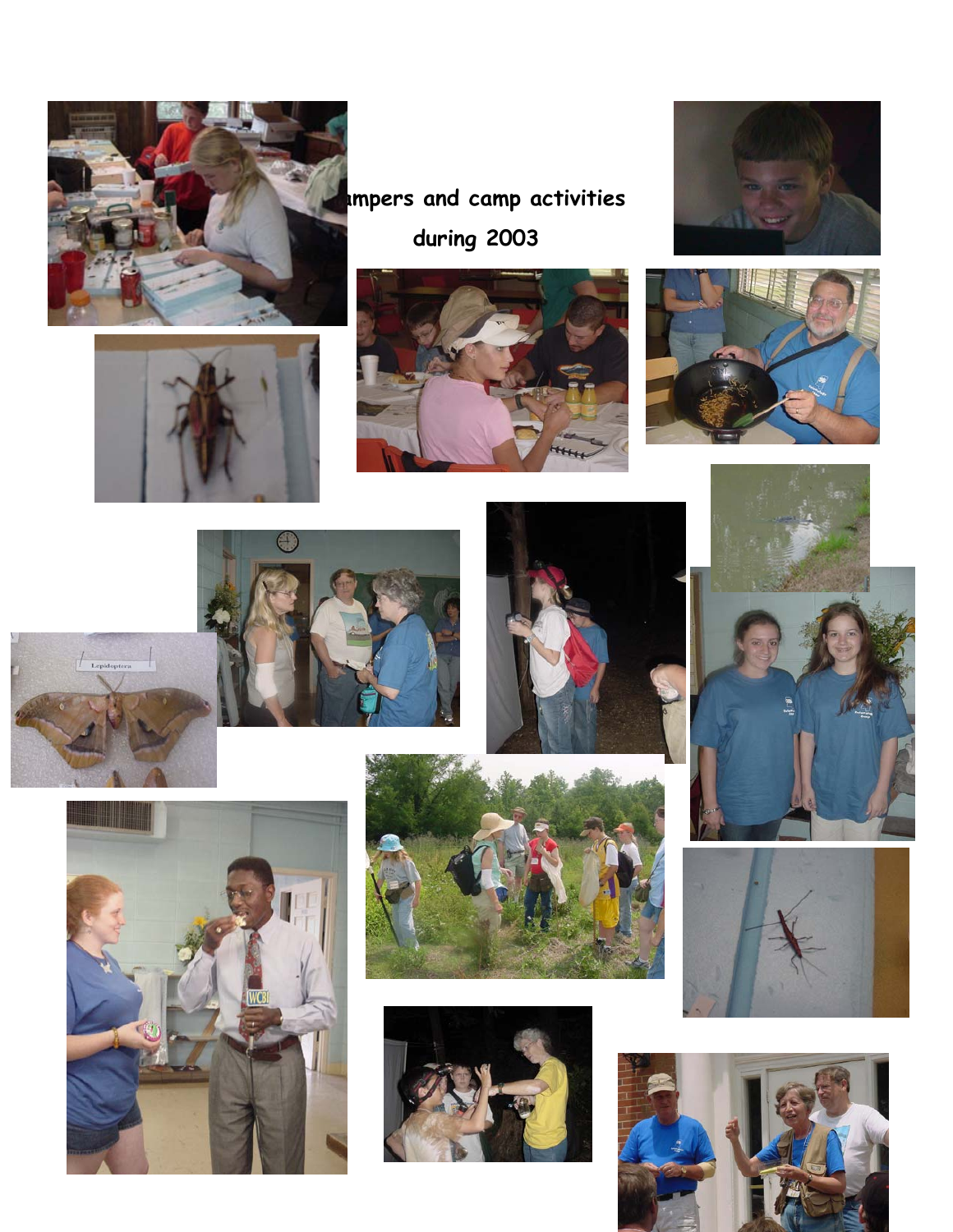mpers and camp activities

during 2003